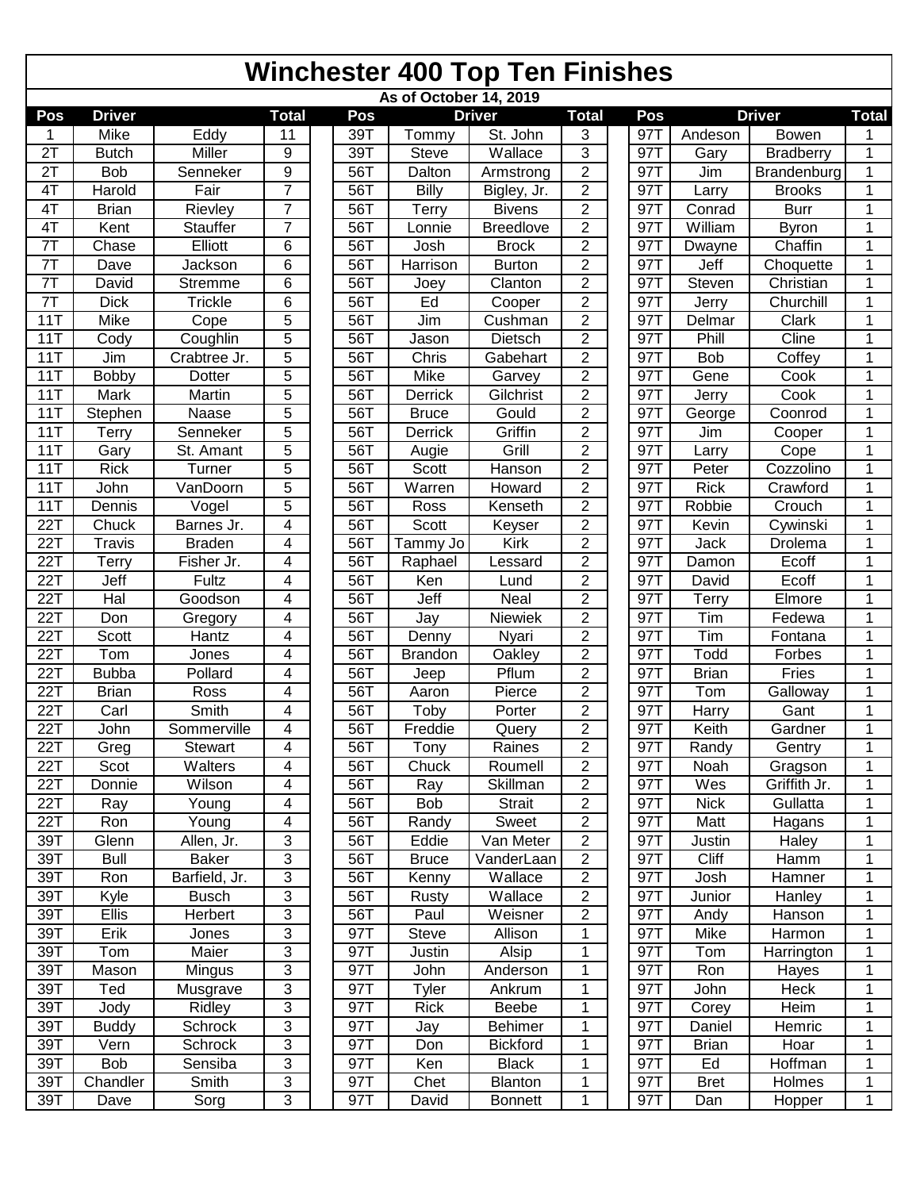# Winchester 400 Top Ten Finishes

As of October 14, 2019

| Pos | Driver | | Total | Pos | Driver | | Total | Pos | Driver | | Total |
|---|---|---|---|---|---|---|---|---|---|---|---|
| 1 | Mike | Eddy | 11 | 39T | Tommy | St. John | 3 | 97T | Andeson | Bowen | 1 |
| 2T | Butch | Miller | 9 | 39T | Steve | Wallace | 3 | 97T | Gary | Bradberry | 1 |
| 2T | Bob | Senneker | 9 | 56T | Dalton | Armstrong | 2 | 97T | Jim | Brandenburg | 1 |
| 4T | Harold | Fair | 7 | 56T | Billy | Bigley, Jr. | 2 | 97T | Larry | Brooks | 1 |
| 4T | Brian | Rievley | 7 | 56T | Terry | Bivens | 2 | 97T | Conrad | Burr | 1 |
| 4T | Kent | Stauffer | 7 | 56T | Lonnie | Breedlove | 2 | 97T | William | Byron | 1 |
| 7T | Chase | Elliott | 6 | 56T | Josh | Brock | 2 | 97T | Dwayne | Chaffin | 1 |
| 7T | Dave | Jackson | 6 | 56T | Harrison | Burton | 2 | 97T | Jeff | Choquette | 1 |
| 7T | David | Stremme | 6 | 56T | Joey | Clanton | 2 | 97T | Steven | Christian | 1 |
| 7T | Dick | Trickle | 6 | 56T | Ed | Cooper | 2 | 97T | Jerry | Churchill | 1 |
| 11T | Mike | Cope | 5 | 56T | Jim | Cushman | 2 | 97T | Delmar | Clark | 1 |
| 11T | Cody | Coughlin | 5 | 56T | Jason | Dietsch | 2 | 97T | Phill | Cline | 1 |
| 11T | Jim | Crabtree Jr. | 5 | 56T | Chris | Gabehart | 2 | 97T | Bob | Coffey | 1 |
| 11T | Bobby | Dotter | 5 | 56T | Mike | Garvey | 2 | 97T | Gene | Cook | 1 |
| 11T | Mark | Martin | 5 | 56T | Derrick | Gilchrist | 2 | 97T | Jerry | Cook | 1 |
| 11T | Stephen | Naase | 5 | 56T | Bruce | Gould | 2 | 97T | George | Coonrod | 1 |
| 11T | Terry | Senneker | 5 | 56T | Derrick | Griffin | 2 | 97T | Jim | Cooper | 1 |
| 11T | Gary | St. Amant | 5 | 56T | Augie | Grill | 2 | 97T | Larry | Cope | 1 |
| 11T | Rick | Turner | 5 | 56T | Scott | Hanson | 2 | 97T | Peter | Cozzolino | 1 |
| 11T | John | VanDoorn | 5 | 56T | Warren | Howard | 2 | 97T | Rick | Crawford | 1 |
| 11T | Dennis | Vogel | 5 | 56T | Ross | Kenseth | 2 | 97T | Robbie | Crouch | 1 |
| 22T | Chuck | Barnes Jr. | 4 | 56T | Scott | Keyser | 2 | 97T | Kevin | Cywinski | 1 |
| 22T | Travis | Braden | 4 | 56T | Tammy Jo | Kirk | 2 | 97T | Jack | Drolema | 1 |
| 22T | Terry | Fisher Jr. | 4 | 56T | Raphael | Lessard | 2 | 97T | Damon | Ecoff | 1 |
| 22T | Jeff | Fultz | 4 | 56T | Ken | Lund | 2 | 97T | David | Ecoff | 1 |
| 22T | Hal | Goodson | 4 | 56T | Jeff | Neal | 2 | 97T | Terry | Elmore | 1 |
| 22T | Don | Gregory | 4 | 56T | Jay | Niewiek | 2 | 97T | Tim | Fedewa | 1 |
| 22T | Scott | Hantz | 4 | 56T | Denny | Nyari | 2 | 97T | Tim | Fontana | 1 |
| 22T | Tom | Jones | 4 | 56T | Brandon | Oakley | 2 | 97T | Todd | Forbes | 1 |
| 22T | Bubba | Pollard | 4 | 56T | Jeep | Pflum | 2 | 97T | Brian | Fries | 1 |
| 22T | Brian | Ross | 4 | 56T | Aaron | Pierce | 2 | 97T | Tom | Galloway | 1 |
| 22T | Carl | Smith | 4 | 56T | Toby | Porter | 2 | 97T | Harry | Gant | 1 |
| 22T | John | Sommerville | 4 | 56T | Freddie | Query | 2 | 97T | Keith | Gardner | 1 |
| 22T | Greg | Stewart | 4 | 56T | Tony | Raines | 2 | 97T | Randy | Gentry | 1 |
| 22T | Scot | Walters | 4 | 56T | Chuck | Roumell | 2 | 97T | Noah | Gragson | 1 |
| 22T | Donnie | Wilson | 4 | 56T | Ray | Skillman | 2 | 97T | Wes | Griffith Jr. | 1 |
| 22T | Ray | Young | 4 | 56T | Bob | Strait | 2 | 97T | Nick | Gullatta | 1 |
| 22T | Ron | Young | 4 | 56T | Randy | Sweet | 2 | 97T | Matt | Hagans | 1 |
| 39T | Glenn | Allen, Jr. | 3 | 56T | Eddie | Van Meter | 2 | 97T | Justin | Haley | 1 |
| 39T | Bull | Baker | 3 | 56T | Bruce | VanderLaan | 2 | 97T | Cliff | Hamm | 1 |
| 39T | Ron | Barfield, Jr. | 3 | 56T | Kenny | Wallace | 2 | 97T | Josh | Hamner | 1 |
| 39T | Kyle | Busch | 3 | 56T | Rusty | Wallace | 2 | 97T | Junior | Hanley | 1 |
| 39T | Ellis | Herbert | 3 | 56T | Paul | Weisner | 2 | 97T | Andy | Hanson | 1 |
| 39T | Erik | Jones | 3 | 97T | Steve | Allison | 1 | 97T | Mike | Harmon | 1 |
| 39T | Tom | Maier | 3 | 97T | Justin | Alsip | 1 | 97T | Tom | Harrington | 1 |
| 39T | Mason | Mingus | 3 | 97T | John | Anderson | 1 | 97T | Ron | Hayes | 1 |
| 39T | Ted | Musgrave | 3 | 97T | Tyler | Ankrum | 1 | 97T | John | Heck | 1 |
| 39T | Jody | Ridley | 3 | 97T | Rick | Beebe | 1 | 97T | Corey | Heim | 1 |
| 39T | Buddy | Schrock | 3 | 97T | Jay | Behimer | 1 | 97T | Daniel | Hemric | 1 |
| 39T | Vern | Schrock | 3 | 97T | Don | Bickford | 1 | 97T | Brian | Hoar | 1 |
| 39T | Bob | Sensiba | 3 | 97T | Ken | Black | 1 | 97T | Ed | Hoffman | 1 |
| 39T | Chandler | Smith | 3 | 97T | Chet | Blanton | 1 | 97T | Bret | Holmes | 1 |
| 39T | Dave | Sorg | 3 | 97T | David | Bonnett | 1 | 97T | Dan | Hopper | 1 |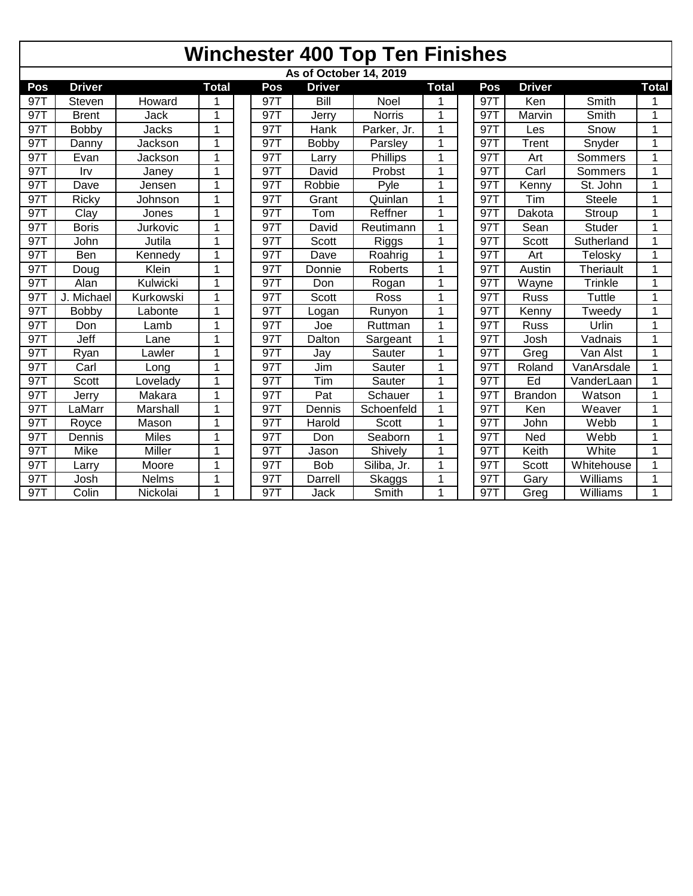# Winchester 400 Top Ten Finishes

**As of October 14, 2019**

| Pos | Driver | | Total | | Pos | Driver | | Total | | Pos | Driver | | Total |
|---|---|---|---|---|---|---|---|---|---|---|---|---|---|
| 97T | Steven | Howard | 1 | | 97T | Bill | Noel | 1 | | 97T | Ken | Smith | 1 |
| 97T | Brent | Jack | 1 | | 97T | Jerry | Norris | 1 | | 97T | Marvin | Smith | 1 |
| 97T | Bobby | Jacks | 1 | | 97T | Hank | Parker, Jr. | 1 | | 97T | Les | Snow | 1 |
| 97T | Danny | Jackson | 1 | | 97T | Bobby | Parsley | 1 | | 97T | Trent | Snyder | 1 |
| 97T | Evan | Jackson | 1 | | 97T | Larry | Phillips | 1 | | 97T | Art | Sommers | 1 |
| 97T | Irv | Janey | 1 | | 97T | David | Probst | 1 | | 97T | Carl | Sommers | 1 |
| 97T | Dave | Jensen | 1 | | 97T | Robbie | Pyle | 1 | | 97T | Kenny | St. John | 1 |
| 97T | Ricky | Johnson | 1 | | 97T | Grant | Quinlan | 1 | | 97T | Tim | Steele | 1 |
| 97T | Clay | Jones | 1 | | 97T | Tom | Reffner | 1 | | 97T | Dakota | Stroup | 1 |
| 97T | Boris | Jurkovic | 1 | | 97T | David | Reutimann | 1 | | 97T | Sean | Studer | 1 |
| 97T | John | Jutila | 1 | | 97T | Scott | Riggs | 1 | | 97T | Scott | Sutherland | 1 |
| 97T | Ben | Kennedy | 1 | | 97T | Dave | Roahrig | 1 | | 97T | Art | Telosky | 1 |
| 97T | Doug | Klein | 1 | | 97T | Donnie | Roberts | 1 | | 97T | Austin | Theriault | 1 |
| 97T | Alan | Kulwicki | 1 | | 97T | Don | Rogan | 1 | | 97T | Wayne | Trinkle | 1 |
| 97T | J. Michael | Kurkowski | 1 | | 97T | Scott | Ross | 1 | | 97T | Russ | Tuttle | 1 |
| 97T | Bobby | Labonte | 1 | | 97T | Logan | Runyon | 1 | | 97T | Kenny | Tweedy | 1 |
| 97T | Don | Lamb | 1 | | 97T | Joe | Ruttman | 1 | | 97T | Russ | Urlin | 1 |
| 97T | Jeff | Lane | 1 | | 97T | Dalton | Sargeant | 1 | | 97T | Josh | Vadnais | 1 |
| 97T | Ryan | Lawler | 1 | | 97T | Jay | Sauter | 1 | | 97T | Greg | Van Alst | 1 |
| 97T | Carl | Long | 1 | | 97T | Jim | Sauter | 1 | | 97T | Roland | VanArsdale | 1 |
| 97T | Scott | Lovelady | 1 | | 97T | Tim | Sauter | 1 | | 97T | Ed | VanderLaan | 1 |
| 97T | Jerry | Makara | 1 | | 97T | Pat | Schauer | 1 | | 97T | Brandon | Watson | 1 |
| 97T | LaMarr | Marshall | 1 | | 97T | Dennis | Schoenfeld | 1 | | 97T | Ken | Weaver | 1 |
| 97T | Royce | Mason | 1 | | 97T | Harold | Scott | 1 | | 97T | John | Webb | 1 |
| 97T | Dennis | Miles | 1 | | 97T | Don | Seaborn | 1 | | 97T | Ned | Webb | 1 |
| 97T | Mike | Miller | 1 | | 97T | Jason | Shively | 1 | | 97T | Keith | White | 1 |
| 97T | Larry | Moore | 1 | | 97T | Bob | Siliba, Jr. | 1 | | 97T | Scott | Whitehouse | 1 |
| 97T | Josh | Nelms | 1 | | 97T | Darrell | Skaggs | 1 | | 97T | Gary | Williams | 1 |
| 97T | Colin | Nickolai | 1 | | 97T | Jack | Smith | 1 | | 97T | Greg | Williams | 1 |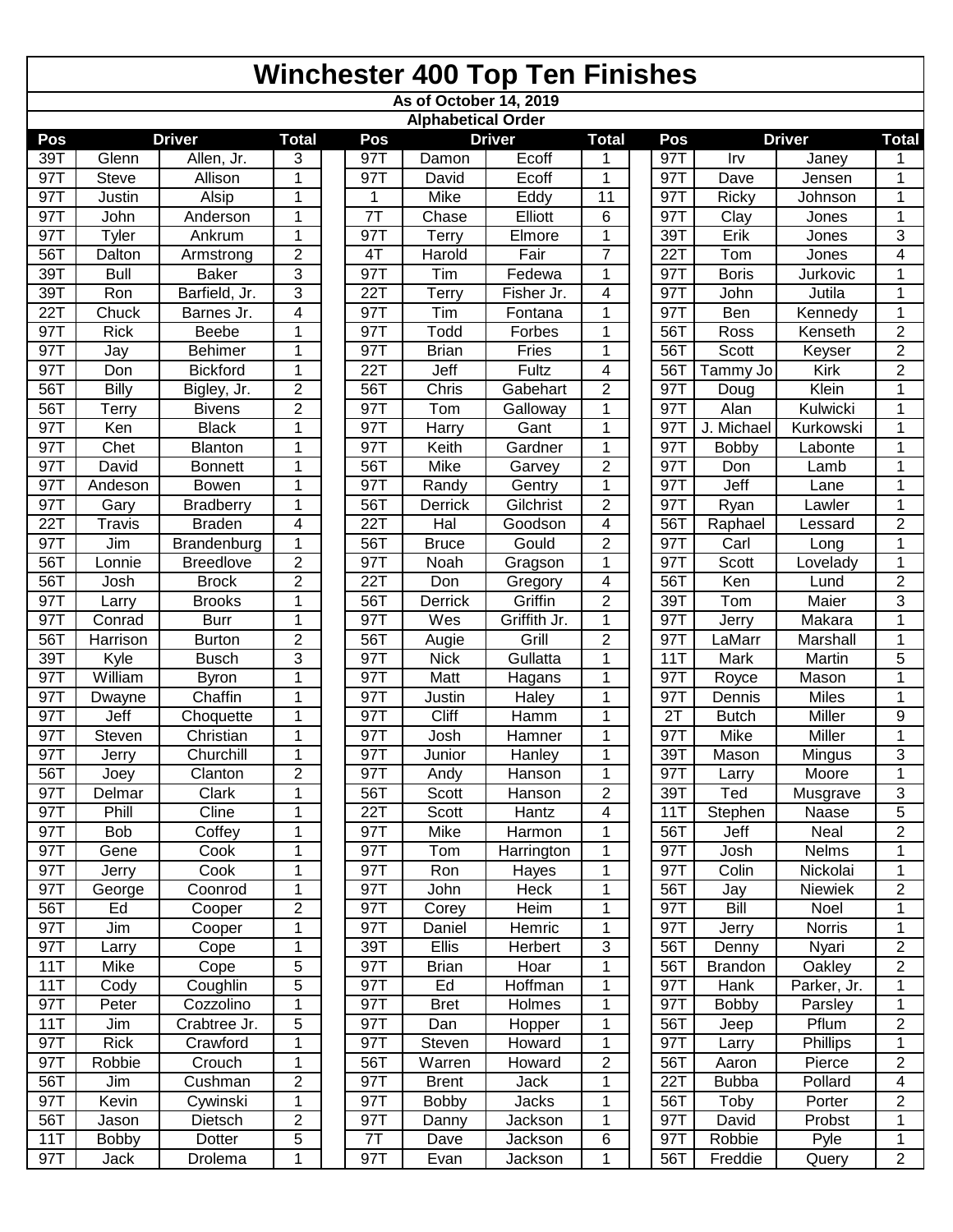# Winchester 400 Top Ten Finishes

**As of October 14, 2019**

**Alphabetical Order**

| Pos | Driver | | Total | | Pos | Driver | | Total | | Pos | Driver | | Total |
|---|---|---|---|---|---|---|---|---|---|---|---|---|---|
| 39T | Glenn | Allen, Jr. | 3 | | 97T | Damon | Ecoff | 1 | | 97T | Irv | Janey | 1 |
| 97T | Steve | Allison | 1 | | 97T | David | Ecoff | 1 | | 97T | Dave | Jensen | 1 |
| 97T | Justin | Alsip | 1 | | 1 | Mike | Eddy | 11 | | 97T | Ricky | Johnson | 1 |
| 97T | John | Anderson | 1 | | 7T | Chase | Elliott | 6 | | 97T | Clay | Jones | 1 |
| 97T | Tyler | Ankrum | 1 | | 97T | Terry | Elmore | 1 | | 39T | Erik | Jones | 3 |
| 56T | Dalton | Armstrong | 2 | | 4T | Harold | Fair | 7 | | 22T | Tom | Jones | 4 |
| 39T | Bull | Baker | 3 | | 97T | Tim | Fedewa | 1 | | 97T | Boris | Jurkovic | 1 |
| 39T | Ron | Barfield, Jr. | 3 | | 22T | Terry | Fisher Jr. | 4 | | 97T | John | Jutila | 1 |
| 22T | Chuck | Barnes Jr. | 4 | | 97T | Tim | Fontana | 1 | | 97T | Ben | Kennedy | 1 |
| 97T | Rick | Beebe | 1 | | 97T | Todd | Forbes | 1 | | 56T | Ross | Kenseth | 2 |
| 97T | Jay | Behimer | 1 | | 97T | Brian | Fries | 1 | | 56T | Scott | Keyser | 2 |
| 97T | Don | Bickford | 1 | | 22T | Jeff | Fultz | 4 | | 56T | Tammy Jo | Kirk | 2 |
| 56T | Billy | Bigley, Jr. | 2 | | 56T | Chris | Gabehart | 2 | | 97T | Doug | Klein | 1 |
| 56T | Terry | Bivens | 2 | | 97T | Tom | Galloway | 1 | | 97T | Alan | Kulwicki | 1 |
| 97T | Ken | Black | 1 | | 97T | Harry | Gant | 1 | | 97T | J. Michael | Kurkowski | 1 |
| 97T | Chet | Blanton | 1 | | 97T | Keith | Gardner | 1 | | 97T | Bobby | Labonte | 1 |
| 97T | David | Bonnett | 1 | | 56T | Mike | Garvey | 2 | | 97T | Don | Lamb | 1 |
| 97T | Andeson | Bowen | 1 | | 97T | Randy | Gentry | 1 | | 97T | Jeff | Lane | 1 |
| 97T | Gary | Bradberry | 1 | | 56T | Derrick | Gilchrist | 2 | | 97T | Ryan | Lawler | 1 |
| 22T | Travis | Braden | 4 | | 22T | Hal | Goodson | 4 | | 56T | Raphael | Lessard | 2 |
| 97T | Jim | Brandenburg | 1 | | 56T | Bruce | Gould | 2 | | 97T | Carl | Long | 1 |
| 56T | Lonnie | Breedlove | 2 | | 97T | Noah | Gragson | 1 | | 97T | Scott | Lovelady | 1 |
| 56T | Josh | Brock | 2 | | 22T | Don | Gregory | 4 | | 56T | Ken | Lund | 2 |
| 97T | Larry | Brooks | 1 | | 56T | Derrick | Griffin | 2 | | 39T | Tom | Maier | 3 |
| 97T | Conrad | Burr | 1 | | 97T | Wes | Griffith Jr. | 1 | | 97T | Jerry | Makara | 1 |
| 56T | Harrison | Burton | 2 | | 56T | Augie | Grill | 2 | | 97T | LaMarr | Marshall | 1 |
| 39T | Kyle | Busch | 3 | | 97T | Nick | Gullatta | 1 | | 11T | Mark | Martin | 5 |
| 97T | William | Byron | 1 | | 97T | Matt | Hagans | 1 | | 97T | Royce | Mason | 1 |
| 97T | Dwayne | Chaffin | 1 | | 97T | Justin | Haley | 1 | | 97T | Dennis | Miles | 1 |
| 97T | Jeff | Choquette | 1 | | 97T | Cliff | Hamm | 1 | | 2T | Butch | Miller | 9 |
| 97T | Steven | Christian | 1 | | 97T | Josh | Hamner | 1 | | 97T | Mike | Miller | 1 |
| 97T | Jerry | Churchill | 1 | | 97T | Junior | Hanley | 1 | | 39T | Mason | Mingus | 3 |
| 56T | Joey | Clanton | 2 | | 97T | Andy | Hanson | 1 | | 97T | Larry | Moore | 1 |
| 97T | Delmar | Clark | 1 | | 56T | Scott | Hanson | 2 | | 39T | Ted | Musgrave | 3 |
| 97T | Phill | Cline | 1 | | 22T | Scott | Hantz | 4 | | 11T | Stephen | Naase | 5 |
| 97T | Bob | Coffey | 1 | | 97T | Mike | Harmon | 1 | | 56T | Jeff | Neal | 2 |
| 97T | Gene | Cook | 1 | | 97T | Tom | Harrington | 1 | | 97T | Josh | Nelms | 1 |
| 97T | Jerry | Cook | 1 | | 97T | Ron | Hayes | 1 | | 97T | Colin | Nickolai | 1 |
| 97T | George | Coonrod | 1 | | 97T | John | Heck | 1 | | 56T | Jay | Niewiek | 2 |
| 56T | Ed | Cooper | 2 | | 97T | Corey | Heim | 1 | | 97T | Bill | Noel | 1 |
| 97T | Jim | Cooper | 1 | | 97T | Daniel | Hemric | 1 | | 97T | Jerry | Norris | 1 |
| 97T | Larry | Cope | 1 | | 39T | Ellis | Herbert | 3 | | 56T | Denny | Nyari | 2 |
| 11T | Mike | Cope | 5 | | 97T | Brian | Hoar | 1 | | 56T | Brandon | Oakley | 2 |
| 11T | Cody | Coughlin | 5 | | 97T | Ed | Hoffman | 1 | | 97T | Hank | Parker, Jr. | 1 |
| 97T | Peter | Cozzolino | 1 | | 97T | Bret | Holmes | 1 | | 97T | Bobby | Parsley | 1 |
| 11T | Jim | Crabtree Jr. | 5 | | 97T | Dan | Hopper | 1 | | 56T | Jeep | Pflum | 2 |
| 97T | Rick | Crawford | 1 | | 97T | Steven | Howard | 1 | | 97T | Larry | Phillips | 1 |
| 97T | Robbie | Crouch | 1 | | 56T | Warren | Howard | 2 | | 56T | Aaron | Pierce | 2 |
| 56T | Jim | Cushman | 2 | | 97T | Brent | Jack | 1 | | 22T | Bubba | Pollard | 4 |
| 97T | Kevin | Cywinski | 1 | | 97T | Bobby | Jacks | 1 | | 56T | Toby | Porter | 2 |
| 56T | Jason | Dietsch | 2 | | 97T | Danny | Jackson | 1 | | 97T | David | Probst | 1 |
| 11T | Bobby | Dotter | 5 | | 7T | Dave | Jackson | 6 | | 97T | Robbie | Pyle | 1 |
| 97T | Jack | Drolema | 1 | | 97T | Evan | Jackson | 1 | | 56T | Freddie | Query | 2 |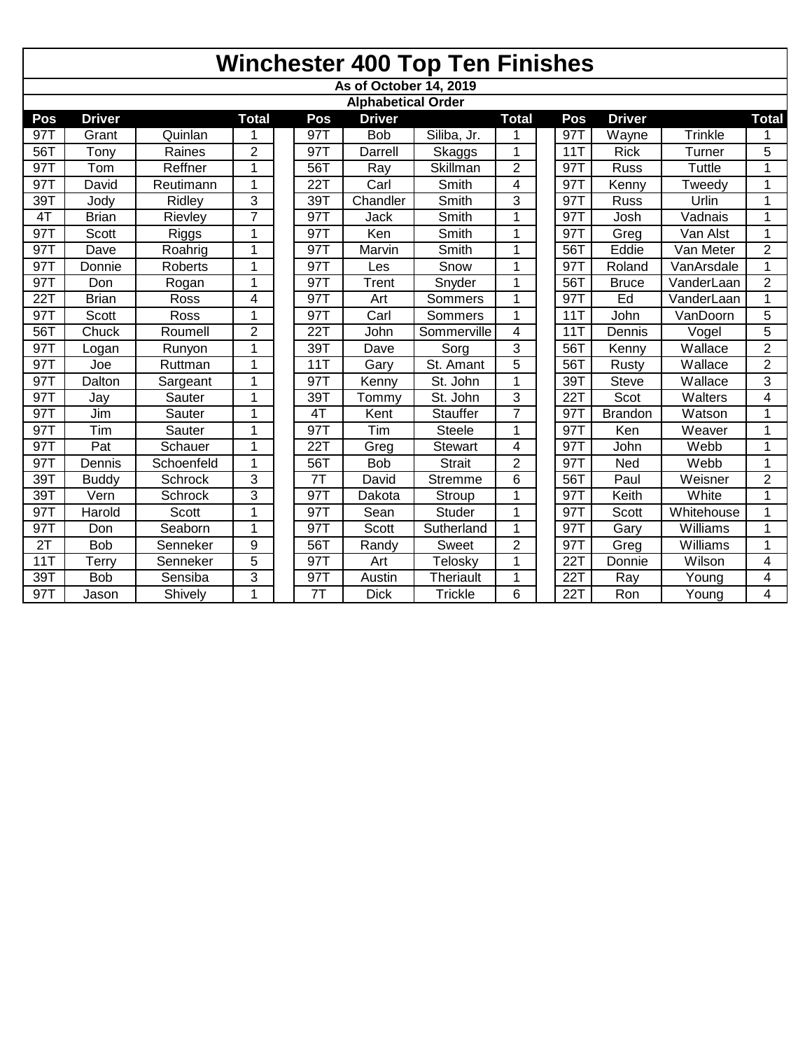# Winchester 400 Top Ten Finishes

**As of October 14, 2019**

**Alphabetical Order**

| Pos | Driver | | Total | | Pos | Driver | | Total | | Pos | Driver | | Total |
|---|---|---|---|---|---|---|---|---|---|---|---|---|---|
| 97T | Grant | Quinlan | 1 | | 97T | Bob | Siliba, Jr. | 1 | | 97T | Wayne | Trinkle | 1 |
| 56T | Tony | Raines | 2 | | 97T | Darrell | Skaggs | 1 | | 11T | Rick | Turner | 5 |
| 97T | Tom | Reffner | 1 | | 56T | Ray | Skillman | 2 | | 97T | Russ | Tuttle | 1 |
| 97T | David | Reutimann | 1 | | 22T | Carl | Smith | 4 | | 97T | Kenny | Tweedy | 1 |
| 39T | Jody | Ridley | 3 | | 39T | Chandler | Smith | 3 | | 97T | Russ | Urlin | 1 |
| 4T | Brian | Rievley | 7 | | 97T | Jack | Smith | 1 | | 97T | Josh | Vadnais | 1 |
| 97T | Scott | Riggs | 1 | | 97T | Ken | Smith | 1 | | 97T | Greg | Van Alst | 1 |
| 97T | Dave | Roahrig | 1 | | 97T | Marvin | Smith | 1 | | 56T | Eddie | Van Meter | 2 |
| 97T | Donnie | Roberts | 1 | | 97T | Les | Snow | 1 | | 97T | Roland | VanArsdale | 1 |
| 97T | Don | Rogan | 1 | | 97T | Trent | Snyder | 1 | | 56T | Bruce | VanderLaan | 2 |
| 22T | Brian | Ross | 4 | | 97T | Art | Sommers | 1 | | 97T | Ed | VanderLaan | 1 |
| 97T | Scott | Ross | 1 | | 97T | Carl | Sommers | 1 | | 11T | John | VanDoorn | 5 |
| 56T | Chuck | Roumell | 2 | | 22T | John | Sommerville | 4 | | 11T | Dennis | Vogel | 5 |
| 97T | Logan | Runyon | 1 | | 39T | Dave | Sorg | 3 | | 56T | Kenny | Wallace | 2 |
| 97T | Joe | Ruttman | 1 | | 11T | Gary | St. Amant | 5 | | 56T | Rusty | Wallace | 2 |
| 97T | Dalton | Sargeant | 1 | | 97T | Kenny | St. John | 1 | | 39T | Steve | Wallace | 3 |
| 97T | Jay | Sauter | 1 | | 39T | Tommy | St. John | 3 | | 22T | Scot | Walters | 4 |
| 97T | Jim | Sauter | 1 | | 4T | Kent | Stauffer | 7 | | 97T | Brandon | Watson | 1 |
| 97T | Tim | Sauter | 1 | | 97T | Tim | Steele | 1 | | 97T | Ken | Weaver | 1 |
| 97T | Pat | Schauer | 1 | | 22T | Greg | Stewart | 4 | | 97T | John | Webb | 1 |
| 97T | Dennis | Schoenfeld | 1 | | 56T | Bob | Strait | 2 | | 97T | Ned | Webb | 1 |
| 39T | Buddy | Schrock | 3 | | 7T | David | Stremme | 6 | | 56T | Paul | Weisner | 2 |
| 39T | Vern | Schrock | 3 | | 97T | Dakota | Stroup | 1 | | 97T | Keith | White | 1 |
| 97T | Harold | Scott | 1 | | 97T | Sean | Studer | 1 | | 97T | Scott | Whitehouse | 1 |
| 97T | Don | Seaborn | 1 | | 97T | Scott | Sutherland | 1 | | 97T | Gary | Williams | 1 |
| 2T | Bob | Senneker | 9 | | 56T | Randy | Sweet | 2 | | 97T | Greg | Williams | 1 |
| 11T | Terry | Senneker | 5 | | 97T | Art | Telosky | 1 | | 22T | Donnie | Wilson | 4 |
| 39T | Bob | Sensiba | 3 | | 97T | Austin | Theriault | 1 | | 22T | Ray | Young | 4 |
| 97T | Jason | Shively | 1 | | 7T | Dick | Trickle | 6 | | 22T | Ron | Young | 4 |